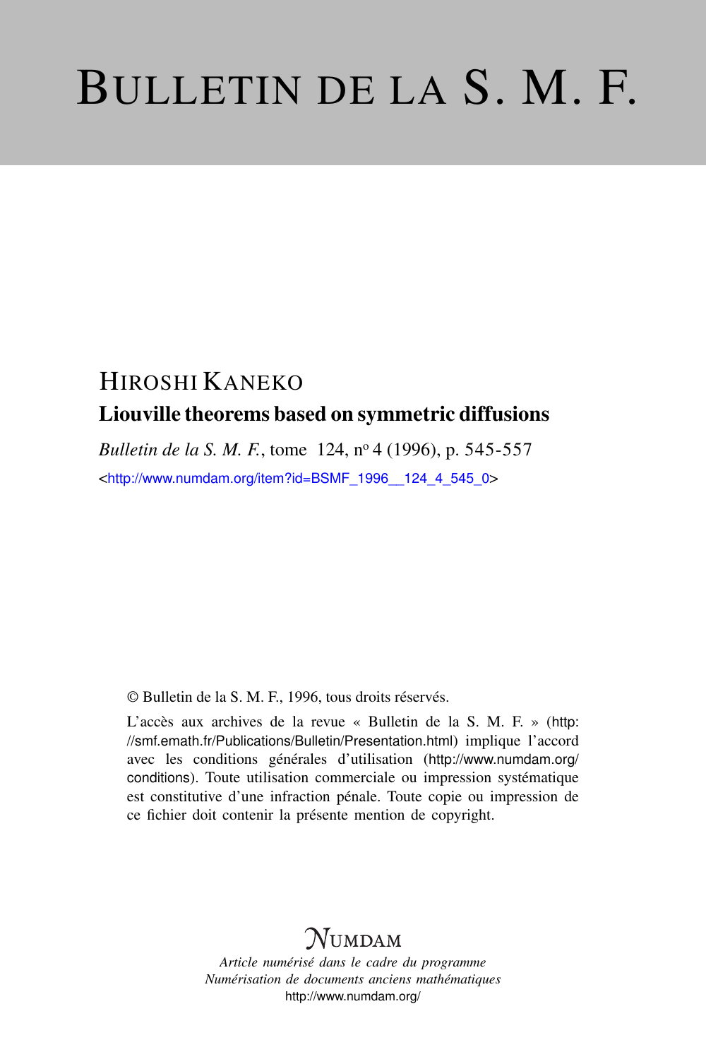# BULLETIN DE LA S. M. F.

HIROSHI KANEKO

**Liouville theorems based on symmetric diffusions**

*Bulletin de la S. M. F.*, tome 124, n° 4 (1996), p. 545-557

<http://www.numdam.org/item?id=BSMF_1996__124_4_545_0>

© Bulletin de la S. M. F., 1996, tous droits réservés.

L'accès aux archives de la revue « Bulletin de la S. M. F. » (http://smf.emath.fr/Publications/Bulletin/Presentation.html) implique l'accord avec les conditions générales d'utilisation (http://www.numdam.org/conditions). Toute utilisation commerciale ou impression systématique est constitutive d'une infraction pénale. Toute copie ou impression de ce fichier doit contenir la présente mention de copyright.

NUMDAM

*Article numérisé dans le cadre du programme*
*Numérisation de documents anciens mathématiques*
http://www.numdam.org/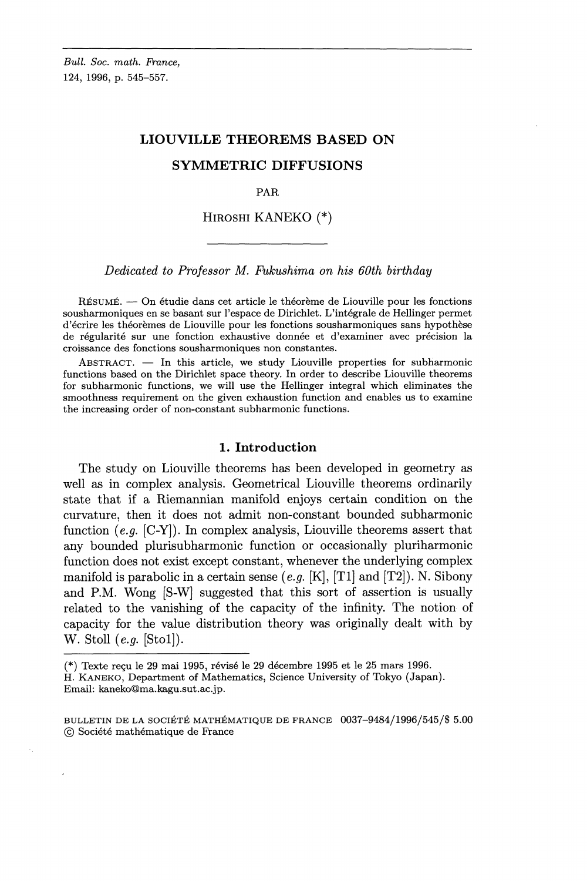# LIOUVILLE THEOREMS BASED ON SYMMETRIC DIFFUSIONS

PAR

HIROSHI KANEKO (*)

*Dedicated to Professor M. Fukushima on his 60th birthday*

RÉSUMÉ. — On étudie dans cet article le théorème de Liouville pour les fonctions sousharmoniques en se basant sur l'espace de Dirichlet. L'intégrale de Hellinger permet d'écrire les théorèmes de Liouville pour les fonctions sousharmoniques sans hypothèse de régularité sur une fonction exhaustive donnée et d'examiner avec précision la croissance des fonctions sousharmoniques non constantes.

ABSTRACT. — In this article, we study Liouville properties for subharmonic functions based on the Dirichlet space theory. In order to describe Liouville theorems for subharmonic functions, we will use the Hellinger integral which eliminates the smoothness requirement on the given exhaustion function and enables us to examine the increasing order of non-constant subharmonic functions.

## 1. Introduction

The study on Liouville theorems has been developed in geometry as well as in complex analysis. Geometrical Liouville theorems ordinarily state that if a Riemannian manifold enjoys certain condition on the curvature, then it does not admit non-constant bounded subharmonic function (*e.g.* [C-Y]). In complex analysis, Liouville theorems assert that any bounded plurisubharmonic function or occasionally pluriharmonic function does not exist except constant, whenever the underlying complex manifold is parabolic in a certain sense (*e.g.* [K], [T1] and [T2]). N. Sibony and P.M. Wong [S-W] suggested that this sort of assertion is usually related to the vanishing of the capacity of the infinity. The notion of capacity for the value distribution theory was originally dealt with by W. Stoll (*e.g.* [Stol]).

(*) Texte reçu le 29 mai 1995, révisé le 29 décembre 1995 et le 25 mars 1996.
H. KANEKO, Department of Mathematics, Science University of Tokyo (Japan).
Email: kaneko@ma.kagu.sut.ac.jp.

BULLETIN DE LA SOCIÉTÉ MATHÉMATIQUE DE FRANCE 0037-9484/1996/545/$ 5.00
© Société mathématique de France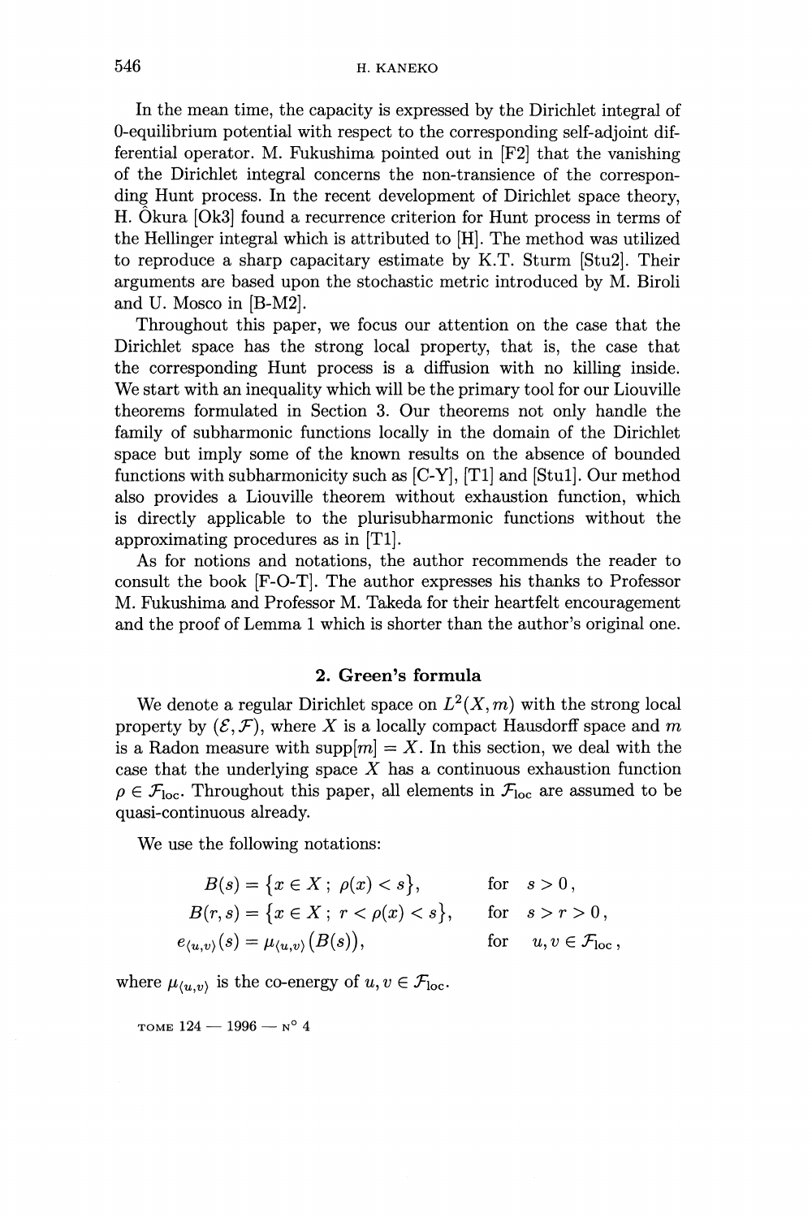In the mean time, the capacity is expressed by the Dirichlet integral of 0-equilibrium potential with respect to the corresponding self-adjoint differential operator. M. Fukushima pointed out in [F2] that the vanishing of the Dirichlet integral concerns the non-transience of the corresponding Hunt process. In the recent development of Dirichlet space theory, H. Ôkura [Ok3] found a recurrence criterion for Hunt process in terms of the Hellinger integral which is attributed to [H]. The method was utilized to reproduce a sharp capacitary estimate by K.T. Sturm [Stu2]. Their arguments are based upon the stochastic metric introduced by M. Biroli and U. Mosco in [B-M2].

Throughout this paper, we focus our attention on the case that the Dirichlet space has the strong local property, that is, the case that the corresponding Hunt process is a diffusion with no killing inside. We start with an inequality which will be the primary tool for our Liouville theorems formulated in Section 3. Our theorems not only handle the family of subharmonic functions locally in the domain of the Dirichlet space but imply some of the known results on the absence of bounded functions with subharmonicity such as [C-Y], [T1] and [Stu1]. Our method also provides a Liouville theorem without exhaustion function, which is directly applicable to the plurisubharmonic functions without the approximating procedures as in [T1].

As for notions and notations, the author recommends the reader to consult the book [F-O-T]. The author expresses his thanks to Professor M. Fukushima and Professor M. Takeda for their heartfelt encouragement and the proof of Lemma 1 which is shorter than the author's original one.

## 2. Green's formula

We denote a regular Dirichlet space on $L^2(X,m)$ with the strong local property by $(\mathcal{E},\mathcal{F})$, where $X$ is a locally compact Hausdorff space and $m$ is a Radon measure with $\operatorname{supp}[m]=X$. In this section, we deal with the case that the underlying space $X$ has a continuous exhaustion function $\rho\in\mathcal{F}_{\mathrm{loc}}$. Throughout this paper, all elements in $\mathcal{F}_{\mathrm{loc}}$ are assumed to be quasi-continuous already.

We use the following notations:

$$
\begin{aligned}
B(s) &= \{x\in X\,;\ \rho(x)<s\}, &&\text{for}\quad s>0,\\
B(r,s) &= \{x\in X\,;\ r<\rho(x)<s\}, &&\text{for}\quad s>r>0,\\
e_{\langle u,v\rangle}(s) &= \mu_{\langle u,v\rangle}\big(B(s)\big), &&\text{for}\quad u,v\in\mathcal{F}_{\mathrm{loc}},
\end{aligned}
$$

where $\mu_{\langle u,v\rangle}$ is the co-energy of $u,v\in\mathcal{F}_{\mathrm{loc}}$.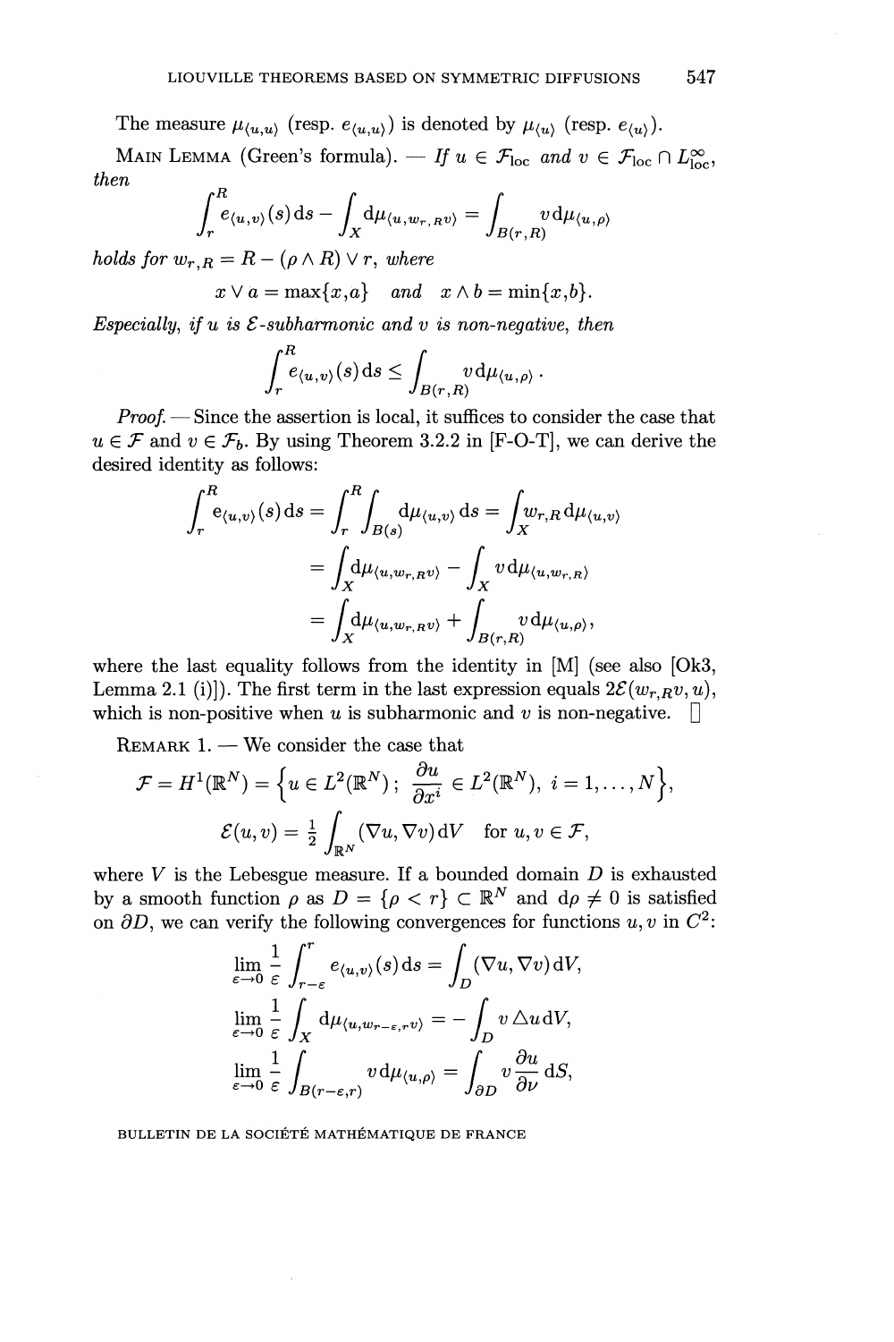The measure $\mu_{\langle u,u\rangle}$ (resp. $e_{\langle u,u\rangle}$) is denoted by $\mu_{\langle u\rangle}$ (resp. $e_{\langle u\rangle}$).

MAIN LEMMA (Green's formula). — *If $u \in \mathcal{F}_{\mathrm{loc}}$ and $v \in \mathcal{F}_{\mathrm{loc}} \cap L^{\infty}_{\mathrm{loc}}$, then*

$$\int_r^R e_{\langle u,v\rangle}(s)\,\mathrm{d}s - \int_X \mathrm{d}\mu_{\langle u,w_{r,R}v\rangle} = \int_{B(r,R)} v\,\mathrm{d}\mu_{\langle u,\rho\rangle}$$

*holds for $w_{r,R} = R - (\rho \wedge R) \vee r$, where*

$$x \vee a = \max\{x,a\} \quad \text{and} \quad x \wedge b = \min\{x,b\}.$$

*Especially, if $u$ is $\mathcal{E}$-subharmonic and $v$ is non-negative, then*

$$\int_r^R e_{\langle u,v\rangle}(s)\,\mathrm{d}s \le \int_{B(r,R)} v\,\mathrm{d}\mu_{\langle u,\rho\rangle}\,.$$

*Proof.* — Since the assertion is local, it suffices to consider the case that $u \in \mathcal{F}$ and $v \in \mathcal{F}_b$. By using Theorem 3.2.2 in [F-O-T], we can derive the desired identity as follows:

$$\begin{aligned}
\int_r^R \mathrm{e}_{\langle u,v\rangle}(s)\,\mathrm{d}s &= \int_r^R \int_{B(s)} \mathrm{d}\mu_{\langle u,v\rangle}\,\mathrm{d}s = \int_X w_{r,R}\,\mathrm{d}\mu_{\langle u,v\rangle} \\
&= \int_X \mathrm{d}\mu_{\langle u,w_{r,R}v\rangle} - \int_X v\,\mathrm{d}\mu_{\langle u,w_{r,R}\rangle} \\
&= \int_X \mathrm{d}\mu_{\langle u,w_{r,R}v\rangle} + \int_{B(r,R)} v\,\mathrm{d}\mu_{\langle u,\rho\rangle},
\end{aligned}$$

where the last equality follows from the identity in [M] (see also [Ok3, Lemma 2.1 (i)]). The first term in the last expression equals $2\mathcal{E}(w_{r,R}v, u)$, which is non-positive when $u$ is subharmonic and $v$ is non-negative. $\square$

REMARK 1. — We consider the case that

$$\mathcal{F} = H^1(\mathbb{R}^N) = \Big\{ u \in L^2(\mathbb{R}^N)\,;\ \frac{\partial u}{\partial x^i} \in L^2(\mathbb{R}^N),\ i = 1,\dots,N \Big\},$$

$$\mathcal{E}(u,v) = \tfrac{1}{2} \int_{\mathbb{R}^N} (\nabla u, \nabla v)\,\mathrm{d}V \quad \text{for } u,v \in \mathcal{F},$$

where $V$ is the Lebesgue measure. If a bounded domain $D$ is exhausted by a smooth function $\rho$ as $D = \{\rho < r\} \subset \mathbb{R}^N$ and $\mathrm{d}\rho \neq 0$ is satisfied on $\partial D$, we can verify the following convergences for functions $u, v$ in $C^2$:

$$\lim_{\varepsilon \to 0} \frac{1}{\varepsilon} \int_{r-\varepsilon}^r e_{\langle u,v\rangle}(s)\,\mathrm{d}s = \int_D (\nabla u, \nabla v)\,\mathrm{d}V,$$

$$\lim_{\varepsilon \to 0} \frac{1}{\varepsilon} \int_X \mathrm{d}\mu_{\langle u,w_{r-\varepsilon,r}v\rangle} = -\int_D v \,\triangle u\,\mathrm{d}V,$$

$$\lim_{\varepsilon \to 0} \frac{1}{\varepsilon} \int_{B(r-\varepsilon,r)} v\,\mathrm{d}\mu_{\langle u,\rho\rangle} = \int_{\partial D} v \frac{\partial u}{\partial \nu}\,\mathrm{d}S,$$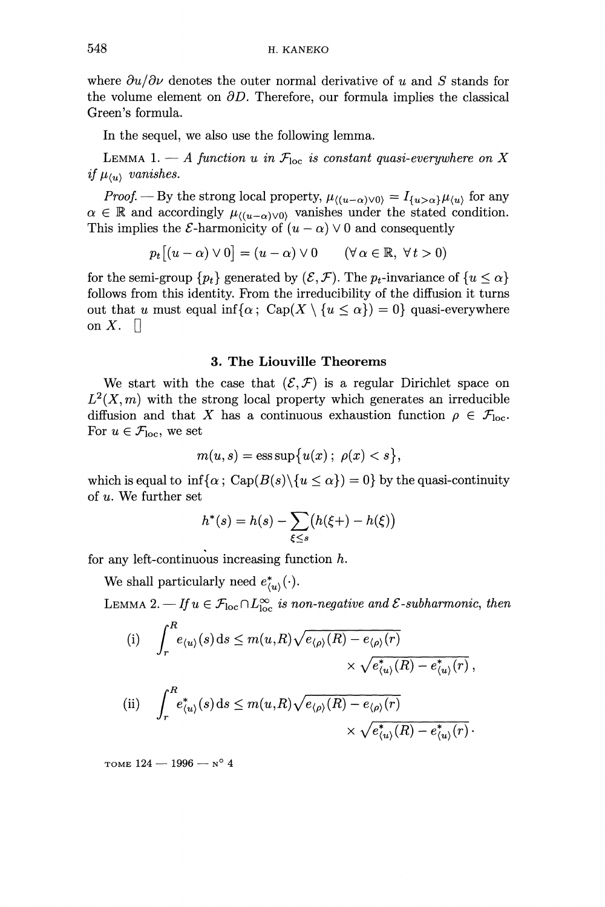where $\partial u/\partial \nu$ denotes the outer normal derivative of $u$ and $S$ stands for the volume element on $\partial D$. Therefore, our formula implies the classical Green's formula.

In the sequel, we also use the following lemma.

LEMMA 1. — *A function $u$ in $\mathcal{F}_{\mathrm{loc}}$ is constant quasi-everywhere on $X$ if $\mu_{\langle u \rangle}$ vanishes.*

*Proof.* — By the strong local property, $\mu_{\langle (u-\alpha)\vee 0\rangle} = I_{\{u>\alpha\}}\mu_{\langle u\rangle}$ for any $\alpha \in \mathbb{R}$ and accordingly $\mu_{\langle (u-\alpha)\vee 0\rangle}$ vanishes under the stated condition. This implies the $\mathcal{E}$-harmonicity of $(u-\alpha)\vee 0$ and consequently

$$p_t\big[(u-\alpha)\vee 0\big] = (u-\alpha)\vee 0 \qquad (\forall\, \alpha \in \mathbb{R},\ \forall\, t>0)$$

for the semi-group $\{p_t\}$ generated by $(\mathcal{E},\mathcal{F})$. The $p_t$-invariance of $\{u \le \alpha\}$ follows from this identity. From the irreducibility of the diffusion it turns out that $u$ must equal $\inf\{\alpha\,;\ \mathrm{Cap}(X \setminus \{u \le \alpha\}) = 0\}$ quasi-everywhere on $X$. $\square$

## 3. The Liouville Theorems

We start with the case that $(\mathcal{E},\mathcal{F})$ is a regular Dirichlet space on $L^2(X,m)$ with the strong local property which generates an irreducible diffusion and that $X$ has a continuous exhaustion function $\rho \in \mathcal{F}_{\mathrm{loc}}$. For $u \in \mathcal{F}_{\mathrm{loc}}$, we set

$$m(u,s) = \operatorname{ess\,sup}\{u(x)\,;\ \rho(x) < s\},$$

which is equal to $\inf\{\alpha\,;\ \mathrm{Cap}(B(s)\setminus\{u\le\alpha\}) = 0\}$ by the quasi-continuity of $u$. We further set

$$h^*(s) = h(s) - \sum_{\xi \le s}\big(h(\xi+) - h(\xi)\big)$$

for any left-continuous increasing function $h$.

We shall particularly need $e^*_{\langle u\rangle}(\cdot)$.

LEMMA 2. — *If $u \in \mathcal{F}_{\mathrm{loc}} \cap L^\infty_{\mathrm{loc}}$ is non-negative and $\mathcal{E}$-subharmonic, then*

$$\text{(i)}\quad \int_r^R e_{\langle u\rangle}(s)\,\mathrm{d}s \le m(u,R)\sqrt{e_{\langle \rho\rangle}(R) - e_{\langle \rho\rangle}(r)} \times \sqrt{e^*_{\langle u\rangle}(R) - e^*_{\langle u\rangle}(r)}\,,$$

$$\text{(ii)}\quad \int_r^R e^*_{\langle u\rangle}(s)\,\mathrm{d}s \le m(u,R)\sqrt{e_{\langle \rho\rangle}(R) - e_{\langle \rho\rangle}(r)} \times \sqrt{e^*_{\langle u\rangle}(R) - e^*_{\langle u\rangle}(r)}\,.$$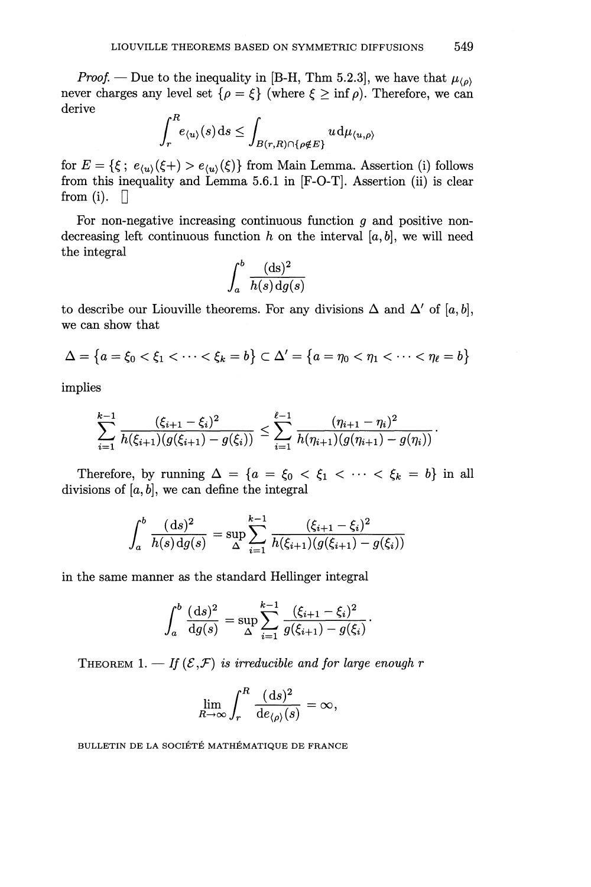*Proof.* — Due to the inequality in [B-H, Thm 5.2.3], we have that $\mu_{\langle\rho\rangle}$ never charges any level set $\{\rho = \xi\}$ (where $\xi \geq \inf \rho$). Therefore, we can derive

$$\int_r^R e_{\langle u\rangle}(s)\,\mathrm{d}s \leq \int_{B(r,R)\cap\{\rho\notin E\}} u\,\mathrm{d}\mu_{\langle u,\rho\rangle}$$

for $E = \{\xi\,;\ e_{\langle u\rangle}(\xi+) > e_{\langle u\rangle}(\xi)\}$ from Main Lemma. Assertion (i) follows from this inequality and Lemma 5.6.1 in [F-O-T]. Assertion (ii) is clear from (i). $\square$

For non-negative increasing continuous function $g$ and positive non-decreasing left continuous function $h$ on the interval $[a,b]$, we will need the integral

$$\int_a^b \frac{(\mathrm{d}s)^2}{h(s)\,\mathrm{d}g(s)}$$

to describe our Liouville theorems. For any divisions $\Delta$ and $\Delta'$ of $[a,b]$, we can show that

$$\Delta = \{a = \xi_0 < \xi_1 < \cdots < \xi_k = b\} \subset \Delta' = \{a = \eta_0 < \eta_1 < \cdots < \eta_\ell = b\}$$

implies

$$\sum_{i=1}^{k-1} \frac{(\xi_{i+1}-\xi_i)^2}{h(\xi_{i+1})(g(\xi_{i+1})-g(\xi_i))} \leq \sum_{i=1}^{\ell-1} \frac{(\eta_{i+1}-\eta_i)^2}{h(\eta_{i+1})(g(\eta_{i+1})-g(\eta_i))}\cdot$$

Therefore, by running $\Delta = \{a = \xi_0 < \xi_1 < \cdots < \xi_k = b\}$ in all divisions of $[a,b]$, we can define the integral

$$\int_a^b \frac{(\mathrm{d}s)^2}{h(s)\,\mathrm{d}g(s)} = \sup_{\Delta} \sum_{i=1}^{k-1} \frac{(\xi_{i+1}-\xi_i)^2}{h(\xi_{i+1})(g(\xi_{i+1})-g(\xi_i))}$$

in the same manner as the standard Hellinger integral

$$\int_a^b \frac{(\mathrm{d}s)^2}{\mathrm{d}g(s)} = \sup_{\Delta} \sum_{i=1}^{k-1} \frac{(\xi_{i+1}-\xi_i)^2}{g(\xi_{i+1})-g(\xi_i)}\cdot$$

THEOREM 1. — *If $(\mathcal{E},\mathcal{F})$ is irreducible and for large enough $r$*

$$\lim_{R\to\infty} \int_r^R \frac{(\mathrm{d}s)^2}{\mathrm{d}e_{\langle\rho\rangle}(s)} = \infty,$$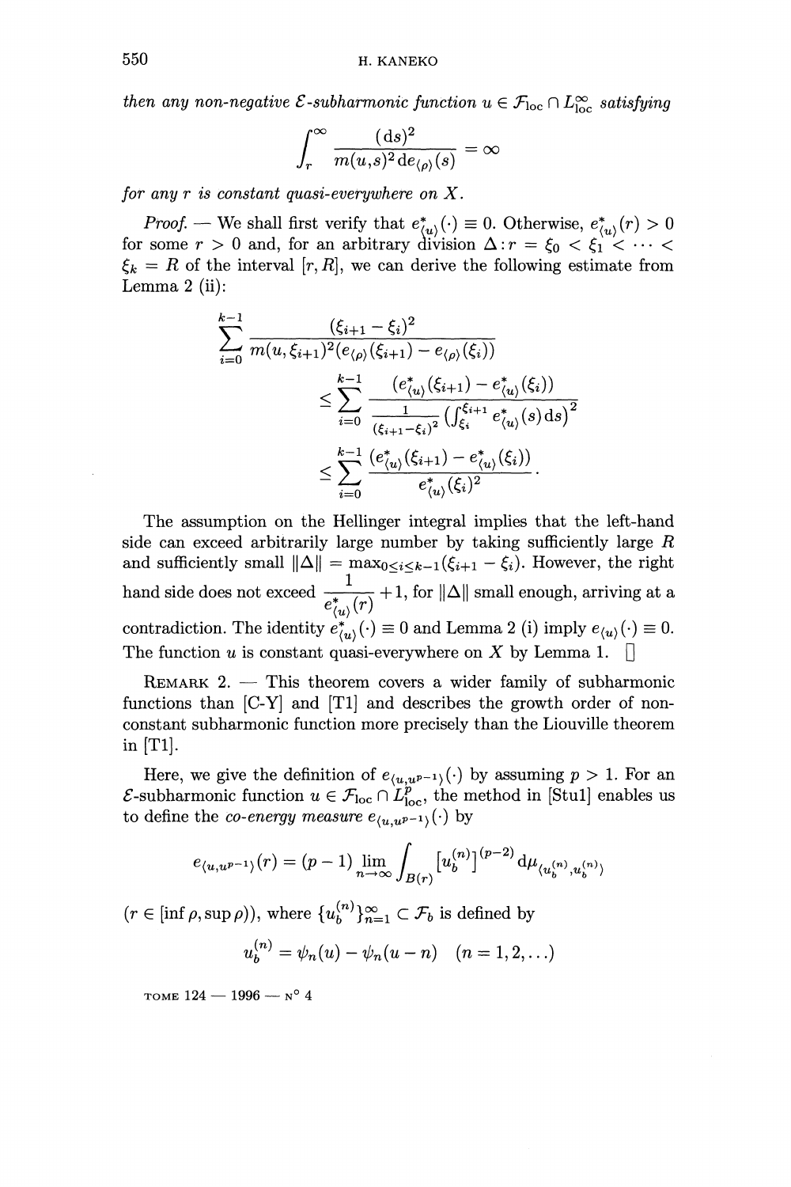*then any non-negative $\mathcal{E}$-subharmonic function $u \in \mathcal{F}_{\mathrm{loc}} \cap L^{\infty}_{\mathrm{loc}}$ satisfying*

$$\int_r^{\infty} \frac{(\mathrm{d}s)^2}{m(u,s)^2 \, \mathrm{d}e_{\langle \rho \rangle}(s)} = \infty$$

*for any $r$ is constant quasi-everywhere on $X$.*

*Proof.* — We shall first verify that $e^*_{\langle u \rangle}(\cdot) \equiv 0$. Otherwise, $e^*_{\langle u \rangle}(r) > 0$ for some $r > 0$ and, for an arbitrary division $\Delta : r = \xi_0 < \xi_1 < \cdots < \xi_k = R$ of the interval $[r, R]$, we can derive the following estimate from Lemma 2 (ii):

$$\begin{aligned}
\sum_{i=0}^{k-1} \frac{(\xi_{i+1} - \xi_i)^2}{m(u, \xi_{i+1})^2 (e_{\langle \rho \rangle}(\xi_{i+1}) - e_{\langle \rho \rangle}(\xi_i))}
&\le \sum_{i=0}^{k-1} \frac{(e^*_{\langle u \rangle}(\xi_{i+1}) - e^*_{\langle u \rangle}(\xi_i))}{\frac{1}{(\xi_{i+1} - \xi_i)^2} \left( \int_{\xi_i}^{\xi_{i+1}} e^*_{\langle u \rangle}(s) \, \mathrm{d}s \right)^2} \\
&\le \sum_{i=0}^{k-1} \frac{(e^*_{\langle u \rangle}(\xi_{i+1}) - e^*_{\langle u \rangle}(\xi_i))}{e^*_{\langle u \rangle}(\xi_i)^2}.
\end{aligned}$$

The assumption on the Hellinger integral implies that the left-hand side can exceed arbitrarily large number by taking sufficiently large $R$ and sufficiently small $\|\Delta\| = \max_{0 \le i \le k-1} (\xi_{i+1} - \xi_i)$. However, the right hand side does not exceed $\dfrac{1}{e^*_{\langle u \rangle}(r)} + 1$, for $\|\Delta\|$ small enough, arriving at a contradiction. The identity $e^*_{\langle u \rangle}(\cdot) \equiv 0$ and Lemma 2 (i) imply $e_{\langle u \rangle}(\cdot) \equiv 0$. The function $u$ is constant quasi-everywhere on $X$ by Lemma 1. $\square$

REMARK 2. — This theorem covers a wider family of subharmonic functions than [C-Y] and [T1] and describes the growth order of non-constant subharmonic function more precisely than the Liouville theorem in [T1].

Here, we give the definition of $e_{\langle u, u^{p-1} \rangle}(\cdot)$ by assuming $p > 1$. For an $\mathcal{E}$-subharmonic function $u \in \mathcal{F}_{\mathrm{loc}} \cap L^p_{\mathrm{loc}}$, the method in [Stu1] enables us to define the *co-energy measure* $e_{\langle u, u^{p-1} \rangle}(\cdot)$ by

$$e_{\langle u, u^{p-1} \rangle}(r) = (p-1) \lim_{n \to \infty} \int_{B(r)} \left[ u_b^{(n)} \right]^{(p-2)} \mathrm{d}\mu_{\langle u_b^{(n)}, u_b^{(n)} \rangle}$$

($r \in [\inf \rho, \sup \rho)$), where $\{u_b^{(n)}\}_{n=1}^{\infty} \subset \mathcal{F}_b$ is defined by

$$u_b^{(n)} = \psi_n(u) - \psi_n(u - n) \quad (n = 1, 2, \ldots)$$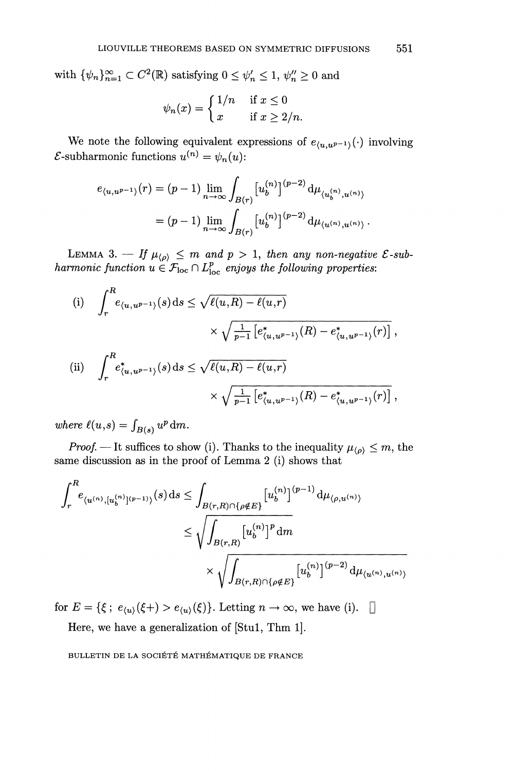with $\{\psi_n\}_{n=1}^{\infty} \subset C^2(\mathbb{R})$ satisfying $0 \le \psi_n' \le 1$, $\psi_n'' \ge 0$ and

$$\psi_n(x) = \begin{cases} 1/n & \text{if } x \le 0 \\ x & \text{if } x \ge 2/n. \end{cases}$$

We note the following equivalent expressions of $e_{\langle u,u^{p-1}\rangle}(\cdot)$ involving $\mathcal{E}$-subharmonic functions $u^{(n)} = \psi_n(u)$:

$$\begin{aligned} e_{\langle u,u^{p-1}\rangle}(r) &= (p-1) \lim_{n\to\infty} \int_{B(r)} \left[u_b^{(n)}\right]^{(p-2)} \mathrm{d}\mu_{\langle u_b^{(n)},u^{(n)}\rangle} \\ &= (p-1) \lim_{n\to\infty} \int_{B(r)} \left[u_b^{(n)}\right]^{(p-2)} \mathrm{d}\mu_{\langle u^{(n)},u^{(n)}\rangle}. \end{aligned}$$

LEMMA 3. — *If $\mu_{\langle\rho\rangle} \le m$ and $p > 1$, then any non-negative $\mathcal{E}$-subharmonic function $u \in \mathcal{F}_{\rm loc} \cap L^p_{\rm loc}$ enjoys the following properties:*

$$\text{(i)} \quad \int_r^R e_{\langle u,u^{p-1}\rangle}(s)\,\mathrm{d}s \le \sqrt{\ell(u,R) - \ell(u,r)} \times \sqrt{\tfrac{1}{p-1}\left[e^*_{\langle u,u^{p-1}\rangle}(R) - e^*_{\langle u,u^{p-1}\rangle}(r)\right]},$$

$$\text{(ii)} \quad \int_r^R e^*_{\langle u,u^{p-1}\rangle}(s)\,\mathrm{d}s \le \sqrt{\ell(u,R) - \ell(u,r)} \times \sqrt{\tfrac{1}{p-1}\left[e^*_{\langle u,u^{p-1}\rangle}(R) - e^*_{\langle u,u^{p-1}\rangle}(r)\right]},$$

*where $\ell(u,s) = \int_{B(s)} u^p\,\mathrm{d}m$.*

*Proof.* — It suffices to show (i). Thanks to the inequality $\mu_{\langle\rho\rangle} \le m$, the same discussion as in the proof of Lemma 2 (i) shows that

$$\begin{aligned} \int_r^R e_{\langle u^{(n)},[u_b^{(n)}]^{(p-1)}\rangle}(s)\,\mathrm{d}s &\le \int_{B(r,R)\cap\{\rho\notin E\}} \left[u_b^{(n)}\right]^{(p-1)} \mathrm{d}\mu_{\langle\rho,u^{(n)}\rangle} \\ &\le \sqrt{\int_{B(r,R)} \left[u_b^{(n)}\right]^p \mathrm{d}m} \\ &\quad \times \sqrt{\int_{B(r,R)\cap\{\rho\notin E\}} \left[u_b^{(n)}\right]^{(p-2)} \mathrm{d}\mu_{\langle u^{(n)},u^{(n)}\rangle}} \end{aligned}$$

for $E = \{\xi\,;\ e_{\langle u\rangle}(\xi+) > e_{\langle u\rangle}(\xi)\}$. Letting $n \to \infty$, we have (i). □

Here, we have a generalization of [Stu1, Thm 1].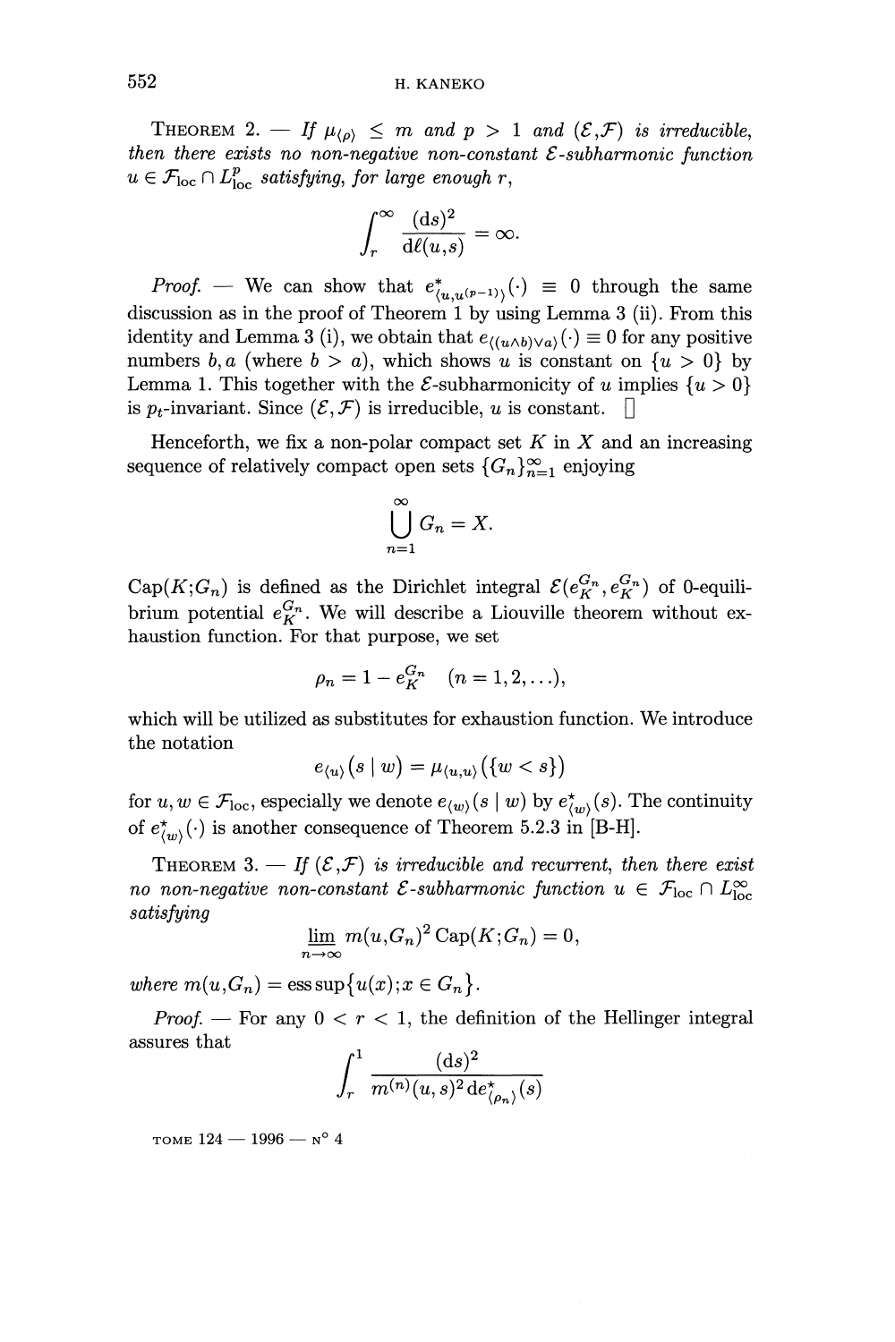THEOREM 2. — *If $\mu_{\langle\rho\rangle} \leq m$ and $p > 1$ and $(\mathcal{E},\mathcal{F})$ is irreducible, then there exists no non-negative non-constant $\mathcal{E}$-subharmonic function $u \in \mathcal{F}_{\mathrm{loc}} \cap L^p_{\mathrm{loc}}$ satisfying, for large enough $r$,*

$$\int_r^\infty \frac{(\mathrm{d}s)^2}{\mathrm{d}\ell(u,s)} = \infty.$$

*Proof.* — We can show that $e^*_{\langle u,u^{(p-1)}\rangle}(\cdot) \equiv 0$ through the same discussion as in the proof of Theorem 1 by using Lemma 3 (ii). From this identity and Lemma 3 (i), we obtain that $e_{\langle (u\wedge b)\vee a\rangle}(\cdot) \equiv 0$ for any positive numbers $b, a$ (where $b > a$), which shows $u$ is constant on $\{u > 0\}$ by Lemma 1. This together with the $\mathcal{E}$-subharmonicity of $u$ implies $\{u > 0\}$ is $p_t$-invariant. Since $(\mathcal{E},\mathcal{F})$ is irreducible, $u$ is constant. □

Henceforth, we fix a non-polar compact set $K$ in $X$ and an increasing sequence of relatively compact open sets $\{G_n\}_{n=1}^\infty$ enjoying

$$\bigcup_{n=1}^\infty G_n = X.$$

$\mathrm{Cap}(K;G_n)$ is defined as the Dirichlet integral $\mathcal{E}(e_K^{G_n}, e_K^{G_n})$ of 0-equilibrium potential $e_K^{G_n}$. We will describe a Liouville theorem without exhaustion function. For that purpose, we set

$$\rho_n = 1 - e_K^{G_n} \quad (n = 1, 2, \ldots),$$

which will be utilized as substitutes for exhaustion function. We introduce the notation

$$e_{\langle u\rangle}(s \mid w) = \mu_{\langle u,u\rangle}(\{w < s\})$$

for $u, w \in \mathcal{F}_{\mathrm{loc}}$, especially we denote $e_{\langle w\rangle}(s \mid w)$ by $e^*_{\langle w\rangle}(s)$. The continuity of $e^*_{\langle w\rangle}(\cdot)$ is another consequence of Theorem 5.2.3 in [B-H].

THEOREM 3. — *If $(\mathcal{E},\mathcal{F})$ is irreducible and recurrent, then there exist no non-negative non-constant $\mathcal{E}$-subharmonic function $u \in \mathcal{F}_{\mathrm{loc}} \cap L^\infty_{\mathrm{loc}}$ satisfying*

$$\varliminf_{n\to\infty} m(u,G_n)^2 \,\mathrm{Cap}(K;G_n) = 0,$$

*where $m(u,G_n) = \operatorname{ess\,sup}\{u(x); x \in G_n\}$.*

*Proof.* — For any $0 < r < 1$, the definition of the Hellinger integral assures that

$$\int_r^1 \frac{(\mathrm{d}s)^2}{m^{(n)}(u,s)^2\,\mathrm{d}e^*_{\langle\rho_n\rangle}(s)}$$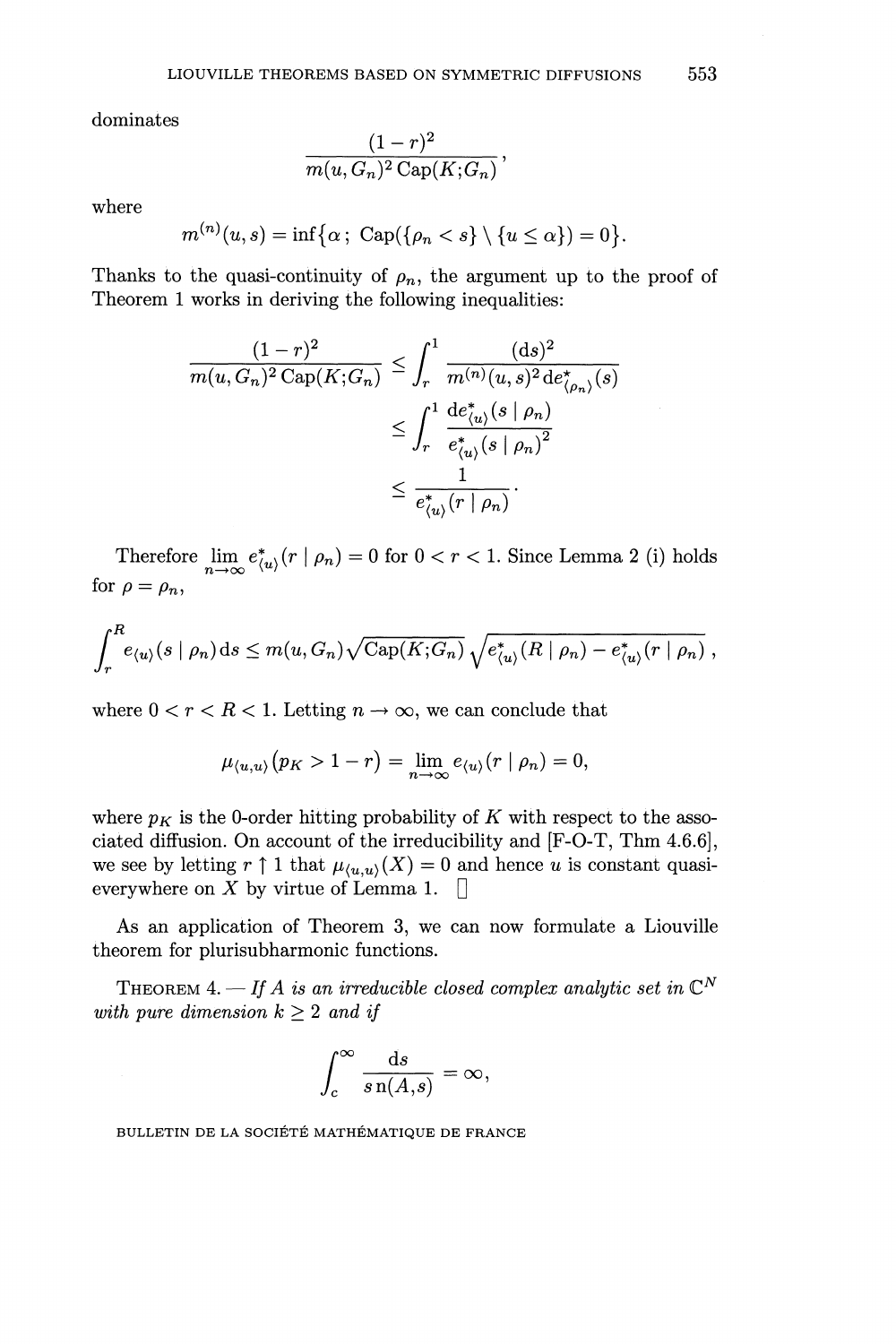dominates

$$\frac{(1-r)^2}{m(u,G_n)^2\operatorname{Cap}(K;G_n)},$$

where

$$m^{(n)}(u,s) = \inf\{\alpha\,;\ \operatorname{Cap}(\{\rho_n < s\}\setminus\{u \le \alpha\}) = 0\}.$$

Thanks to the quasi-continuity of $\rho_n$, the argument up to the proof of Theorem 1 works in deriving the following inequalities:

$$\begin{aligned}
\frac{(1-r)^2}{m(u,G_n)^2\operatorname{Cap}(K;G_n)} &\le \int_r^1 \frac{(\mathrm{d}s)^2}{m^{(n)}(u,s)^2\,\mathrm{d}e^*_{\langle\rho_n\rangle}(s)}\\
&\le \int_r^1 \frac{\mathrm{d}e^*_{\langle u\rangle}(s\mid\rho_n)}{e^*_{\langle u\rangle}(s\mid\rho_n)^2}\\
&\le \frac{1}{e^*_{\langle u\rangle}(r\mid\rho_n)}.
\end{aligned}$$

Therefore $\lim_{n\to\infty} e^*_{\langle u\rangle}(r\mid\rho_n) = 0$ for $0<r<1$. Since Lemma 2 (i) holds for $\rho=\rho_n$,

$$\int_r^R e_{\langle u\rangle}(s\mid\rho_n)\,\mathrm{d}s \le m(u,G_n)\sqrt{\operatorname{Cap}(K;G_n)}\,\sqrt{e^*_{\langle u\rangle}(R\mid\rho_n)-e^*_{\langle u\rangle}(r\mid\rho_n)}\,,$$

where $0<r<R<1$. Letting $n\to\infty$, we can conclude that

$$\mu_{\langle u,u\rangle}\big(p_K > 1-r\big) = \lim_{n\to\infty} e_{\langle u\rangle}(r\mid\rho_n) = 0,$$

where $p_K$ is the 0-order hitting probability of $K$ with respect to the associated diffusion. On account of the irreducibility and [F-O-T, Thm 4.6.6], we see by letting $r\uparrow 1$ that $\mu_{\langle u,u\rangle}(X)=0$ and hence $u$ is constant quasi-everywhere on $X$ by virtue of Lemma 1. □

As an application of Theorem 3, we can now formulate a Liouville theorem for plurisubharmonic functions.

THEOREM 4. — *If $A$ is an irreducible closed complex analytic set in $\mathbb{C}^N$ with pure dimension $k\ge 2$ and if*

$$\int_c^\infty \frac{\mathrm{d}s}{s\,\mathrm{n}(A,s)} = \infty,$$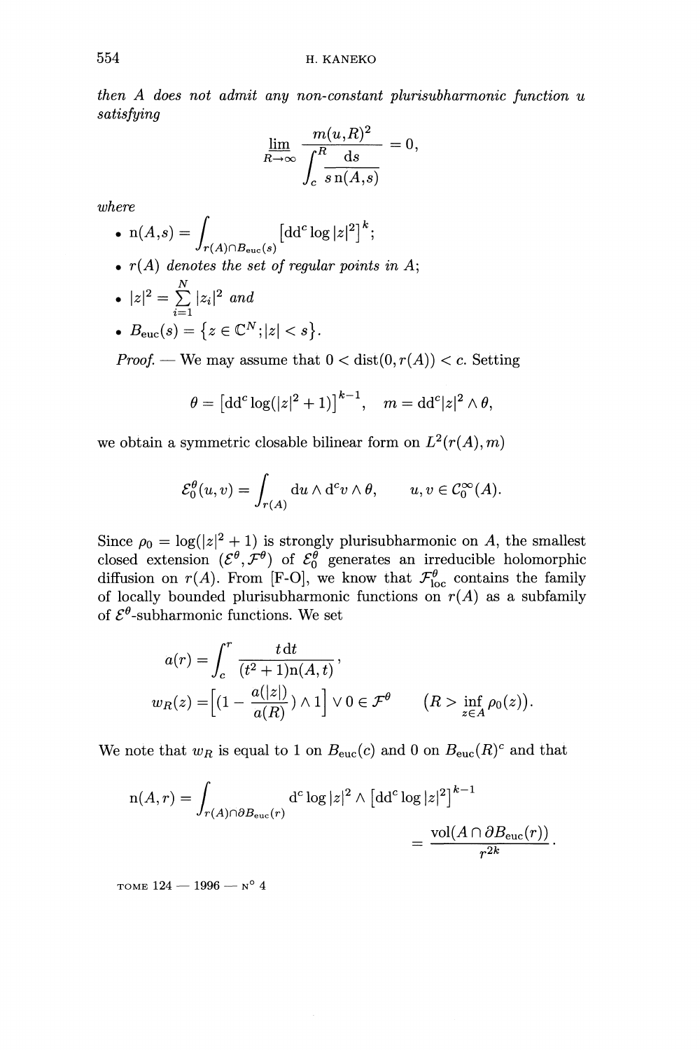*then $A$ does not admit any non-constant plurisubharmonic function $u$ satisfying*

$$\lim_{R\to\infty} \frac{m(u,R)^2}{\displaystyle\int_c^R \frac{\mathrm{d}s}{s\,\mathrm{n}(A,s)}} = 0,$$

*where*

- $\mathrm{n}(A,s) = \displaystyle\int_{r(A)\cap B_{\mathrm{euc}}(s)} \left[\mathrm{dd^c}\log|z|^2\right]^k$;
- *$r(A)$ denotes the set of regular points in $A$;*
- $|z|^2 = \sum_{i=1}^{N} |z_i|^2$ *and*
- $B_{\mathrm{euc}}(s) = \{z\in\mathbb{C}^N; |z|<s\}$.

*Proof.* — We may assume that $0 < \mathrm{dist}(0, r(A)) < c$. Setting

$$\theta = \left[\mathrm{dd^c}\log(|z|^2+1)\right]^{k-1}, \quad m = \mathrm{dd^c}|z|^2\wedge\theta,$$

we obtain a symmetric closable bilinear form on $L^2(r(A), m)$

$$\mathcal{E}_0^\theta(u,v) = \int_{r(A)} \mathrm{d}u\wedge\mathrm{d^c}v\wedge\theta, \qquad u,v\in\mathcal{C}_0^\infty(A).$$

Since $\rho_0 = \log(|z|^2+1)$ is strongly plurisubharmonic on $A$, the smallest closed extension $(\mathcal{E}^\theta, \mathcal{F}^\theta)$ of $\mathcal{E}_0^\theta$ generates an irreducible holomorphic diffusion on $r(A)$. From [F-O], we know that $\mathcal{F}_{\mathrm{loc}}^\theta$ contains the family of locally bounded plurisubharmonic functions on $r(A)$ as a subfamily of $\mathcal{E}^\theta$-subharmonic functions. We set

$$\begin{aligned}
a(r) &= \int_c^r \frac{t\,\mathrm{d}t}{(t^2+1)\mathrm{n}(A,t)},\\
w_R(z) &= \Big[(1-\frac{a(|z|)}{a(R)})\wedge 1\Big]\vee 0 \in \mathcal{F}^\theta \qquad \big(R > \inf_{z\in A}\rho_0(z)\big).
\end{aligned}$$

We note that $w_R$ is equal to 1 on $B_{\mathrm{euc}}(c)$ and 0 on $B_{\mathrm{euc}}(R)^c$ and that

$$\mathrm{n}(A,r) = \int_{r(A)\cap\partial B_{\mathrm{euc}}(r)} \mathrm{d^c}\log|z|^2\wedge\left[\mathrm{dd^c}\log|z|^2\right]^{k-1} = \frac{\mathrm{vol}(A\cap\partial B_{\mathrm{euc}}(r))}{r^{2k}}.$$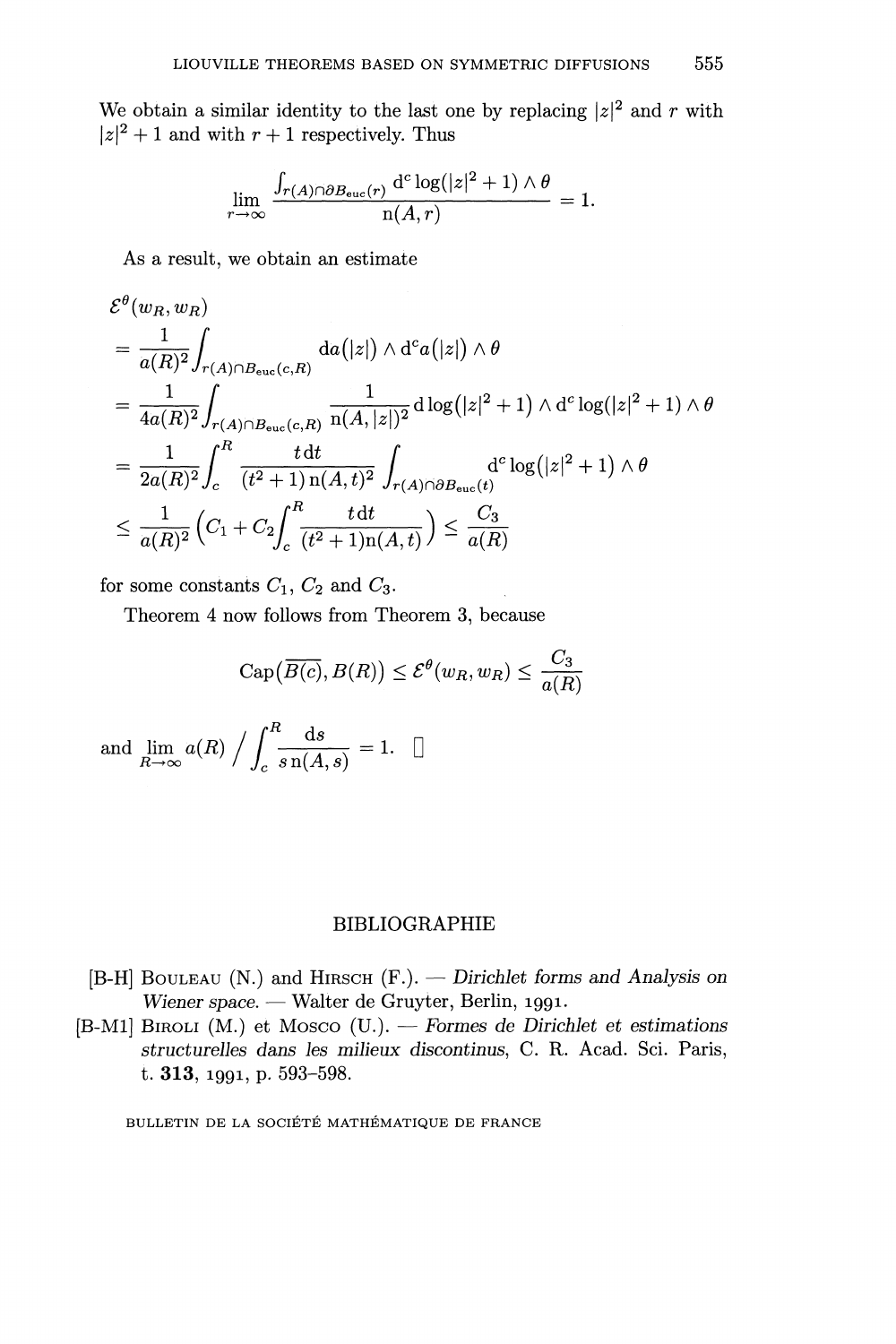We obtain a similar identity to the last one by replacing $|z|^2$ and $r$ with $|z|^2+1$ and with $r+1$ respectively. Thus

$$\lim_{r\to\infty} \frac{\int_{r(A)\cap\partial B_{\mathrm{euc}}(r)} \mathrm{d}^c \log(|z|^2+1)\wedge\theta}{\mathrm{n}(A,r)} = 1.$$

As a result, we obtain an estimate

$$\begin{aligned}
&\mathcal{E}^\theta(w_R, w_R)\\
&= \frac{1}{a(R)^2}\int_{r(A)\cap B_{\mathrm{euc}}(c,R)} \mathrm{d}a(|z|)\wedge \mathrm{d}^c a(|z|)\wedge\theta\\
&= \frac{1}{4a(R)^2}\int_{r(A)\cap B_{\mathrm{euc}}(c,R)} \frac{1}{\mathrm{n}(A,|z|)^2}\,\mathrm{d}\log(|z|^2+1)\wedge \mathrm{d}^c\log(|z|^2+1)\wedge\theta\\
&= \frac{1}{2a(R)^2}\int_c^R \frac{t\,\mathrm{d}t}{(t^2+1)\,\mathrm{n}(A,t)^2}\int_{r(A)\cap\partial B_{\mathrm{euc}}(t)} \mathrm{d}^c\log(|z|^2+1)\wedge\theta\\
&\le \frac{1}{a(R)^2}\Big(C_1 + C_2\int_c^R \frac{t\,\mathrm{d}t}{(t^2+1)\mathrm{n}(A,t)}\Big) \le \frac{C_3}{a(R)}
\end{aligned}$$

for some constants $C_1$, $C_2$ and $C_3$.

Theorem 4 now follows from Theorem 3, because

$$\mathrm{Cap}\big(\overline{B(c)}, B(R)\big) \le \mathcal{E}^\theta(w_R, w_R) \le \frac{C_3}{a(R)}$$

and $\displaystyle\lim_{R\to\infty} a(R) \Big/ \int_c^R \frac{\mathrm{d}s}{s\,\mathrm{n}(A,s)} = 1.$ □

## BIBLIOGRAPHIE

[B-H] Bouleau (N.) and Hirsch (F.). — *Dirichlet forms and Analysis on Wiener space.* — Walter de Gruyter, Berlin, 1991.

[B-M1] Biroli (M.) et Mosco (U.). — *Formes de Dirichlet et estimations structurelles dans les milieux discontinus*, C. R. Acad. Sci. Paris, t. **313**, 1991, p. 593–598.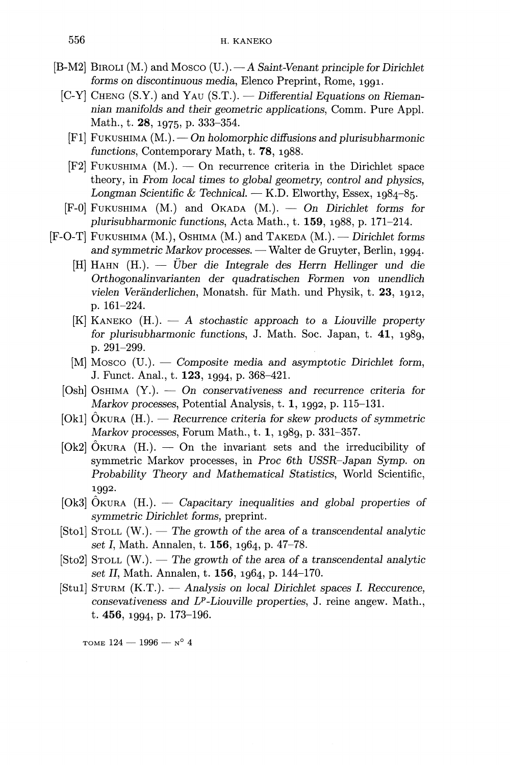[B-M2] Biroli (M.) and Mosco (U.). — *A Saint-Venant principle for Dirichlet forms on discontinuous media*, Elenco Preprint, Rome, 1991.

[C-Y] Cheng (S.Y.) and Yau (S.T.). — *Differential Equations on Riemannian manifolds and their geometric applications*, Comm. Pure Appl. Math., t. **28**, 1975, p. 333–354.

[F1] Fukushima (M.). — *On holomorphic diffusions and plurisubharmonic functions*, Contemporary Math, t. **78**, 1988.

[F2] Fukushima (M.). — On recurrence criteria in the Dirichlet space theory, in *From local times to global geometry, control and physics, Longman Scientific & Technical.* — K.D. Elworthy, Essex, 1984–85.

[F-0] Fukushima (M.) and Okada (M.). — *On Dirichlet forms for plurisubharmonic functions*, Acta Math., t. **159**, 1988, p. 171–214.

[F-O-T] Fukushima (M.), Oshima (M.) and Takeda (M.). — *Dirichlet forms and symmetric Markov processes.* — Walter de Gruyter, Berlin, 1994.

[H] Hahn (H.). — *Über die Integrale des Herrn Hellinger und die Orthogonalinvarianten der quadratischen Formen von unendlich vielen Veränderlichen*, Monatsh. für Math. und Physik, t. **23**, 1912, p. 161–224.

[K] Kaneko (H.). — *A stochastic approach to a Liouville property for plurisubharmonic functions*, J. Math. Soc. Japan, t. **41**, 1989, p. 291–299.

[M] Mosco (U.). — *Composite media and asymptotic Dirichlet form*, J. Funct. Anal., t. **123**, 1994, p. 368–421.

[Osh] Oshima (Y.). — *On conservativeness and recurrence criteria for Markov processes*, Potential Analysis, t. **1**, 1992, p. 115–131.

[Ok1] Ôkura (H.). — *Recurrence criteria for skew products of symmetric Markov processes*, Forum Math., t. **1**, 1989, p. 331–357.

[Ok2] Ôkura (H.). — On the invariant sets and the irreducibility of symmetric Markov processes, in *Proc 6th USSR–Japan Symp. on Probability Theory and Mathematical Statistics*, World Scientific, 1992.

[Ok3] Ôkura (H.). — *Capacitary inequalities and global properties of symmetric Dirichlet forms*, preprint.

[Sto1] Stoll (W.). — *The growth of the area of a transcendental analytic set I*, Math. Annalen, t. **156**, 1964, p. 47–78.

[Sto2] Stoll (W.). — *The growth of the area of a transcendental analytic set II*, Math. Annalen, t. **156**, 1964, p. 144–170.

[Stu1] Sturm (K.T.). — *Analysis on local Dirichlet spaces I. Reccurence, consevativeness and $L^p$-Liouville properties*, J. reine angew. Math., t. **456**, 1994, p. 173–196.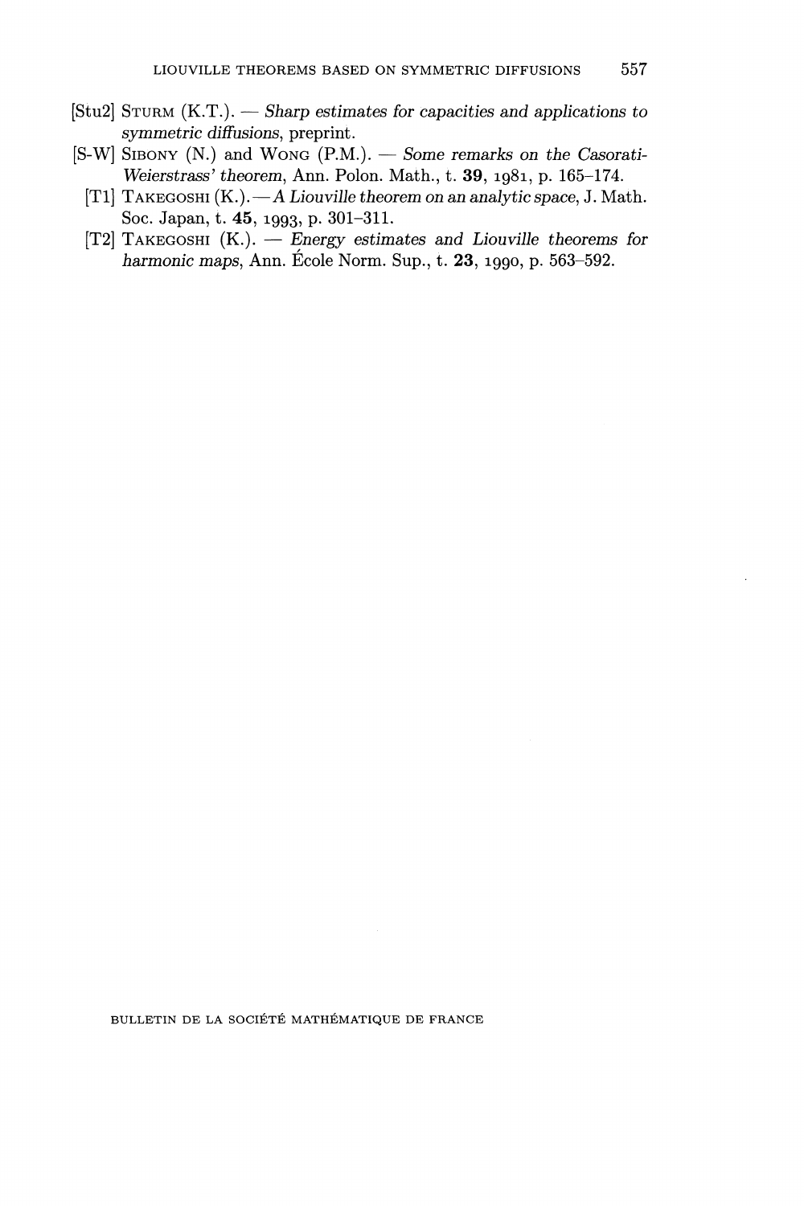[Stu2] Sturm (K.T.). — *Sharp estimates for capacities and applications to symmetric diffusions*, preprint.

[S-W] Sibony (N.) and Wong (P.M.). — *Some remarks on the Casorati-Weierstrass' theorem*, Ann. Polon. Math., t. **39**, 1981, p. 165–174.

[T1] Takegoshi (K.). — *A Liouville theorem on an analytic space*, J. Math. Soc. Japan, t. **45**, 1993, p. 301–311.

[T2] Takegoshi (K.). — *Energy estimates and Liouville theorems for harmonic maps*, Ann. École Norm. Sup., t. **23**, 1990, p. 563–592.